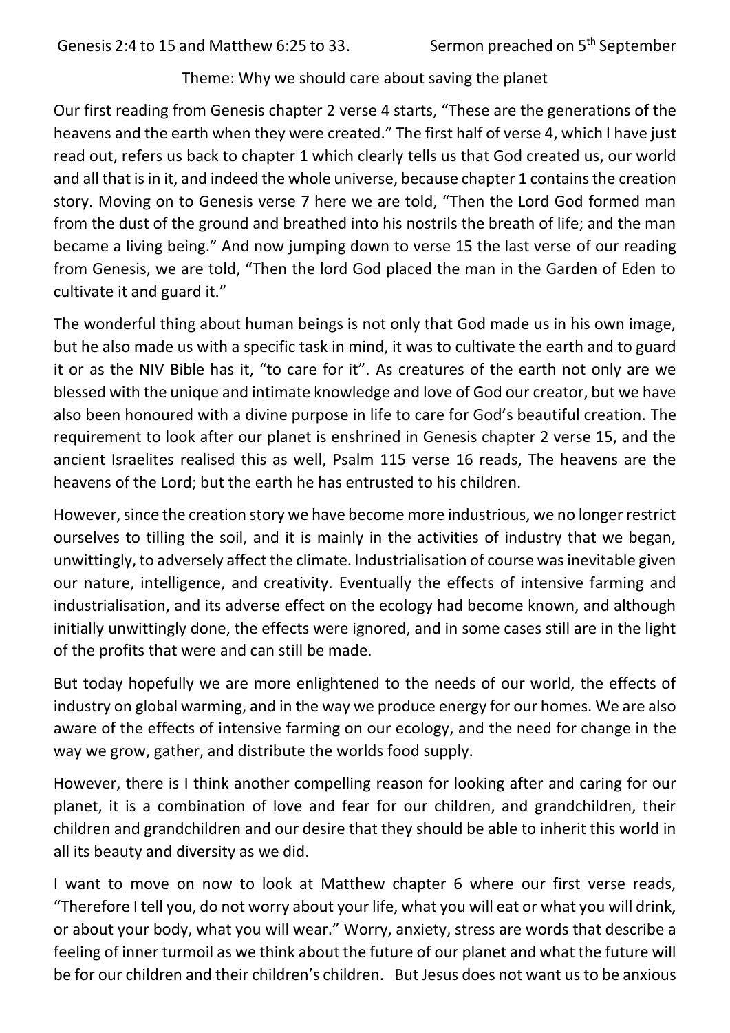Genesis 2:4 to 15 and Matthew 6:25 to 33. Sermon preached on 5th September

Theme: Why we should care about saving the planet

Our first reading from Genesis chapter 2 verse 4 starts, "These are the generations of the heavens and the earth when they were created." The first half of verse 4, which I have just read out, refers us back to chapter 1 which clearly tells us that God created us, our world and all that is in it, and indeed the whole universe, because chapter 1 contains the creation story. Moving on to Genesis verse 7 here we are told, "Then the Lord God formed man from the dust of the ground and breathed into his nostrils the breath of life; and the man became a living being." And now jumping down to verse 15 the last verse of our reading from Genesis, we are told, "Then the lord God placed the man in the Garden of Eden to cultivate it and guard it."

The wonderful thing about human beings is not only that God made us in his own image, but he also made us with a specific task in mind, it was to cultivate the earth and to guard it or as the NIV Bible has it, "to care for it". As creatures of the earth not only are we blessed with the unique and intimate knowledge and love of God our creator, but we have also been honoured with a divine purpose in life to care for God's beautiful creation. The requirement to look after our planet is enshrined in Genesis chapter 2 verse 15, and the ancient Israelites realised this as well, Psalm 115 verse 16 reads, The heavens are the heavens of the Lord; but the earth he has entrusted to his children.

However, since the creation story we have become more industrious, we no longer restrict ourselves to tilling the soil, and it is mainly in the activities of industry that we began, unwittingly, to adversely affect the climate. Industrialisation of course was inevitable given our nature, intelligence, and creativity. Eventually the effects of intensive farming and industrialisation, and its adverse effect on the ecology had become known, and although initially unwittingly done, the effects were ignored, and in some cases still are in the light of the profits that were and can still be made.

But today hopefully we are more enlightened to the needs of our world, the effects of industry on global warming, and in the way we produce energy for our homes. We are also aware of the effects of intensive farming on our ecology, and the need for change in the way we grow, gather, and distribute the worlds food supply.

However, there is I think another compelling reason for looking after and caring for our planet, it is a combination of love and fear for our children, and grandchildren, their children and grandchildren and our desire that they should be able to inherit this world in all its beauty and diversity as we did.

I want to move on now to look at Matthew chapter 6 where our first verse reads, "Therefore I tell you, do not worry about your life, what you will eat or what you will drink, or about your body, what you will wear." Worry, anxiety, stress are words that describe a feeling of inner turmoil as we think about the future of our planet and what the future will be for our children and their children's children. But Jesus does not want us to be anxious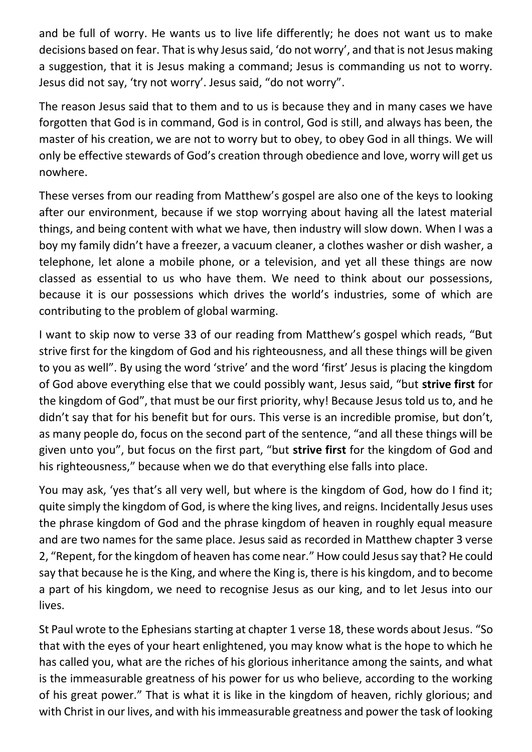and be full of worry. He wants us to live life differently; he does not want us to make decisions based on fear. That is why Jesus said, 'do not worry', and that is not Jesus making a suggestion, that it is Jesus making a command; Jesus is commanding us not to worry. Jesus did not say, 'try not worry'. Jesus said, "do not worry".

The reason Jesus said that to them and to us is because they and in many cases we have forgotten that God is in command, God is in control, God is still, and always has been, the master of his creation, we are not to worry but to obey, to obey God in all things. We will only be effective stewards of God's creation through obedience and love, worry will get us nowhere.

These verses from our reading from Matthew's gospel are also one of the keys to looking after our environment, because if we stop worrying about having all the latest material things, and being content with what we have, then industry will slow down. When I was a boy my family didn't have a freezer, a vacuum cleaner, a clothes washer or dish washer, a telephone, let alone a mobile phone, or a television, and yet all these things are now classed as essential to us who have them. We need to think about our possessions, because it is our possessions which drives the world's industries, some of which are contributing to the problem of global warming.

I want to skip now to verse 33 of our reading from Matthew's gospel which reads, "But strive first for the kingdom of God and his righteousness, and all these things will be given to you as well". By using the word 'strive' and the word 'first' Jesus is placing the kingdom of God above everything else that we could possibly want, Jesus said, "but **strive first** for the kingdom of God", that must be our first priority, why! Because Jesus told us to, and he didn't say that for his benefit but for ours. This verse is an incredible promise, but don't, as many people do, focus on the second part of the sentence, "and all these things will be given unto you", but focus on the first part, "but **strive first** for the kingdom of God and his righteousness," because when we do that everything else falls into place.

You may ask, 'yes that's all very well, but where is the kingdom of God, how do I find it; quite simply the kingdom of God, is where the king lives, and reigns. Incidentally Jesus uses the phrase kingdom of God and the phrase kingdom of heaven in roughly equal measure and are two names for the same place. Jesus said as recorded in Matthew chapter 3 verse 2, "Repent, for the kingdom of heaven has come near." How could Jesus say that? He could say that because he is the King, and where the King is, there is his kingdom, and to become a part of his kingdom, we need to recognise Jesus as our king, and to let Jesus into our lives.

St Paul wrote to the Ephesians starting at chapter 1 verse 18, these words about Jesus. "So that with the eyes of your heart enlightened, you may know what is the hope to which he has called you, what are the riches of his glorious inheritance among the saints, and what is the immeasurable greatness of his power for us who believe, according to the working of his great power." That is what it is like in the kingdom of heaven, richly glorious; and with Christ in our lives, and with his immeasurable greatness and power the task of looking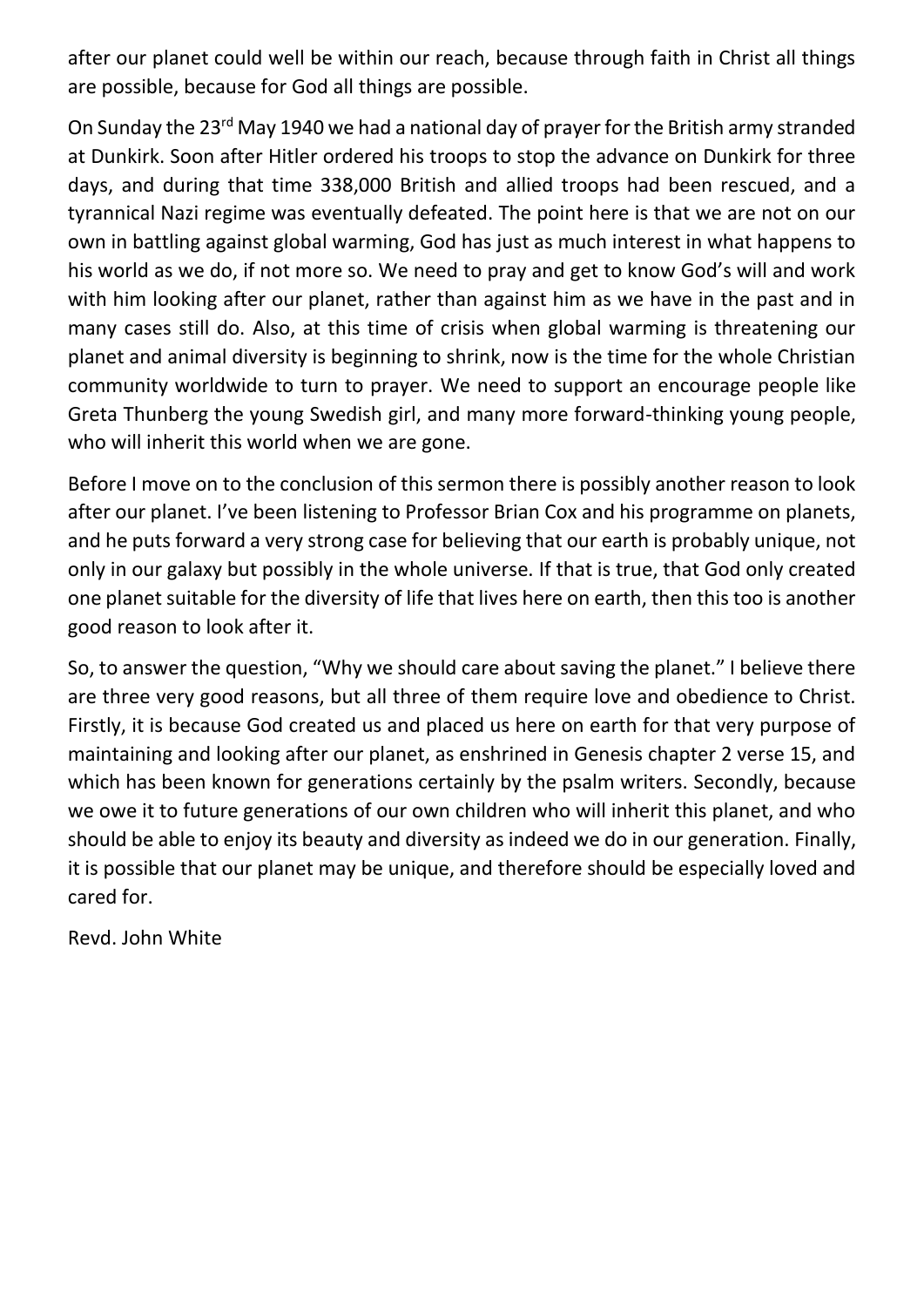after our planet could well be within our reach, because through faith in Christ all things are possible, because for God all things are possible.

On Sunday the 23rd May 1940 we had a national day of prayer for the British army stranded at Dunkirk. Soon after Hitler ordered his troops to stop the advance on Dunkirk for three days, and during that time 338,000 British and allied troops had been rescued, and a tyrannical Nazi regime was eventually defeated. The point here is that we are not on our own in battling against global warming, God has just as much interest in what happens to his world as we do, if not more so. We need to pray and get to know God's will and work with him looking after our planet, rather than against him as we have in the past and in many cases still do. Also, at this time of crisis when global warming is threatening our planet and animal diversity is beginning to shrink, now is the time for the whole Christian community worldwide to turn to prayer. We need to support an encourage people like Greta Thunberg the young Swedish girl, and many more forward-thinking young people, who will inherit this world when we are gone.

Before I move on to the conclusion of this sermon there is possibly another reason to look after our planet. I've been listening to Professor Brian Cox and his programme on planets, and he puts forward a very strong case for believing that our earth is probably unique, not only in our galaxy but possibly in the whole universe. If that is true, that God only created one planet suitable for the diversity of life that lives here on earth, then this too is another good reason to look after it.

So, to answer the question, "Why we should care about saving the planet." I believe there are three very good reasons, but all three of them require love and obedience to Christ. Firstly, it is because God created us and placed us here on earth for that very purpose of maintaining and looking after our planet, as enshrined in Genesis chapter 2 verse 15, and which has been known for generations certainly by the psalm writers. Secondly, because we owe it to future generations of our own children who will inherit this planet, and who should be able to enjoy its beauty and diversity as indeed we do in our generation. Finally, it is possible that our planet may be unique, and therefore should be especially loved and cared for.

Revd. John White